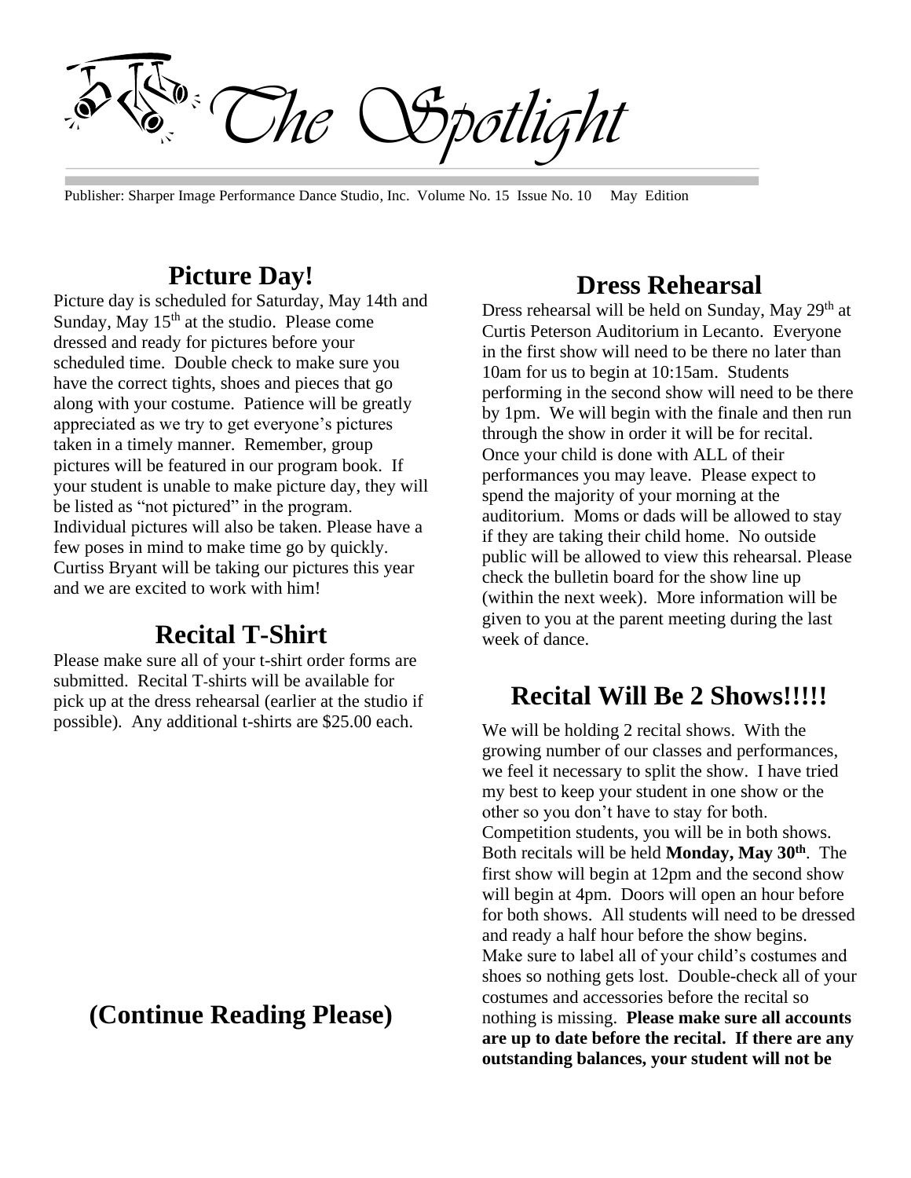# The Spotlight

Publisher: Sharper Image Performance Dance Studio, Inc. Volume No. 15 Issue No. 10 May Edition

## Picture Day!

Picture day is scheduled for Saturday, May 14th and Sunday, May 15th at the studio. Please come dressed and ready for pictures before your scheduled time. Double check to make sure you have the correct tights, shoes and pieces that go along with your costume. Patience will be greatly appreciated as we try to get everyone's pictures taken in a timely manner. Remember, group pictures will be featured in our program book. If your student is unable to make picture day, they will be listed as "not pictured" in the program. Individual pictures will also be taken. Please have a few poses in mind to make time go by quickly. Curtiss Bryant will be taking our pictures this year and we are excited to work with him!

## Recital T-Shirt

Please make sure all of your t-shirt order forms are submitted. Recital T-shirts will be available for pick up at the dress rehearsal (earlier at the studio if possible). Any additional t-shirts are $25.00 each.

## (Continue Reading Please)

## Dress Rehearsal

Dress rehearsal will be held on Sunday, May 29th at Curtis Peterson Auditorium in Lecanto. Everyone in the first show will need to be there no later than 10am for us to begin at 10:15am. Students performing in the second show will need to be there by 1pm. We will begin with the finale and then run through the show in order it will be for recital. Once your child is done with ALL of their performances you may leave. Please expect to spend the majority of your morning at the auditorium. Moms or dads will be allowed to stay if they are taking their child home. No outside public will be allowed to view this rehearsal. Please check the bulletin board for the show line up (within the next week). More information will be given to you at the parent meeting during the last week of dance.

## Recital Will Be 2 Shows!!!!!

We will be holding 2 recital shows. With the growing number of our classes and performances, we feel it necessary to split the show. I have tried my best to keep your student in one show or the other so you don't have to stay for both. Competition students, you will be in both shows. Both recitals will be held **Monday, May 30th**. The first show will begin at 12pm and the second show will begin at 4pm. Doors will open an hour before for both shows. All students will need to be dressed and ready a half hour before the show begins. Make sure to label all of your child's costumes and shoes so nothing gets lost. Double-check all of your costumes and accessories before the recital so nothing is missing. **Please make sure all accounts are up to date before the recital. If there are any outstanding balances, your student will not be**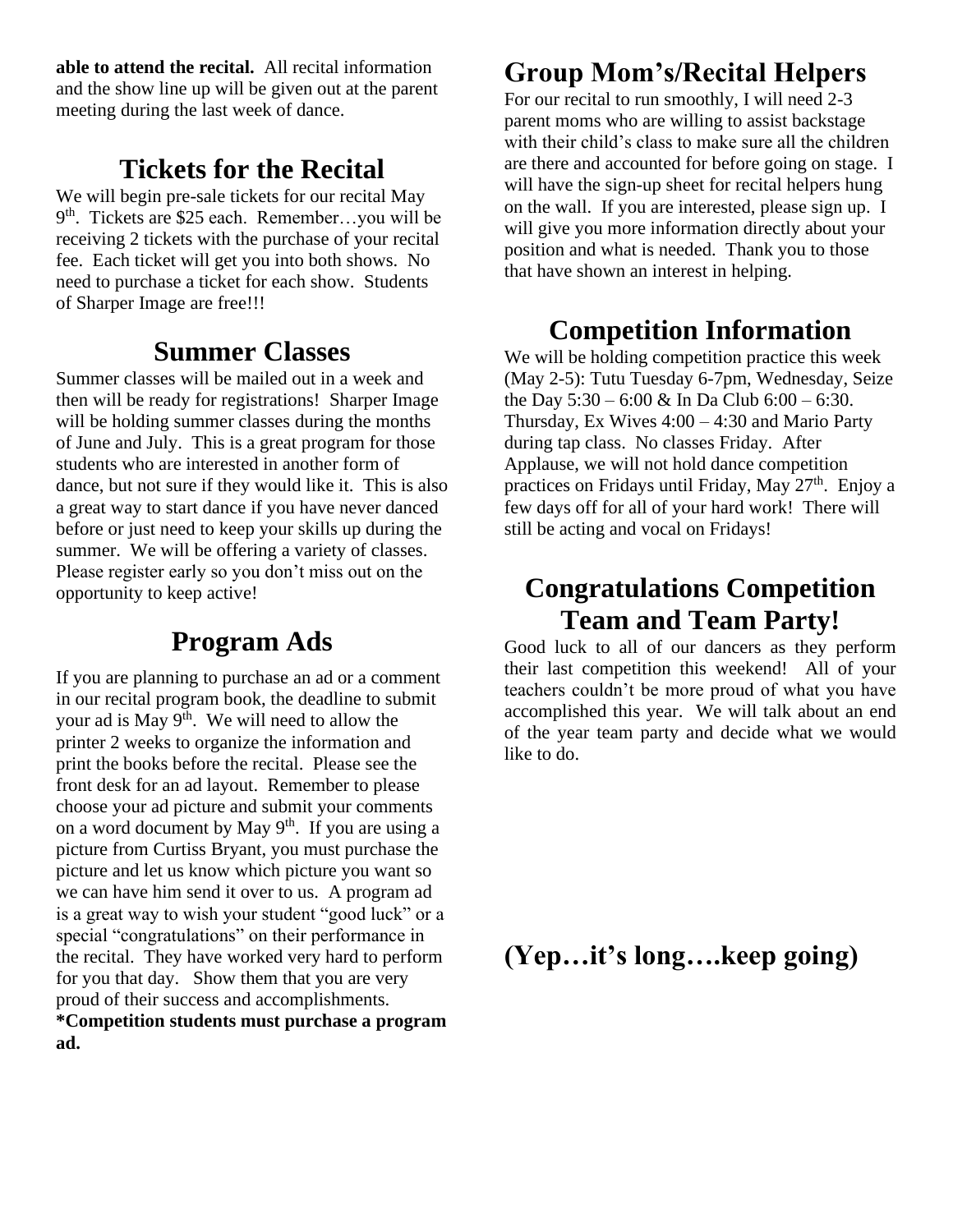**able to attend the recital.** All recital information and the show line up will be given out at the parent meeting during the last week of dance.

## Tickets for the Recital

We will begin pre-sale tickets for our recital May 9th. Tickets are $25 each. Remember…you will be receiving 2 tickets with the purchase of your recital fee. Each ticket will get you into both shows. No need to purchase a ticket for each show. Students of Sharper Image are free!!!

## Summer Classes

Summer classes will be mailed out in a week and then will be ready for registrations! Sharper Image will be holding summer classes during the months of June and July. This is a great program for those students who are interested in another form of dance, but not sure if they would like it. This is also a great way to start dance if you have never danced before or just need to keep your skills up during the summer. We will be offering a variety of classes. Please register early so you don't miss out on the opportunity to keep active!

## Program Ads

If you are planning to purchase an ad or a comment in our recital program book, the deadline to submit your ad is May 9th. We will need to allow the printer 2 weeks to organize the information and print the books before the recital. Please see the front desk for an ad layout. Remember to please choose your ad picture and submit your comments on a word document by May 9th. If you are using a picture from Curtiss Bryant, you must purchase the picture and let us know which picture you want so we can have him send it over to us. A program ad is a great way to wish your student "good luck" or a special "congratulations" on their performance in the recital. They have worked very hard to perform for you that day. Show them that you are very proud of their success and accomplishments.
**\*Competition students must purchase a program ad.**

## Group Mom's/Recital Helpers

For our recital to run smoothly, I will need 2-3 parent moms who are willing to assist backstage with their child's class to make sure all the children are there and accounted for before going on stage. I will have the sign-up sheet for recital helpers hung on the wall. If you are interested, please sign up. I will give you more information directly about your position and what is needed. Thank you to those that have shown an interest in helping.

## Competition Information

We will be holding competition practice this week (May 2-5): Tutu Tuesday 6-7pm, Wednesday, Seize the Day 5:30 – 6:00 & In Da Club 6:00 – 6:30. Thursday, Ex Wives 4:00 – 4:30 and Mario Party during tap class. No classes Friday. After Applause, we will not hold dance competition practices on Fridays until Friday, May 27th. Enjoy a few days off for all of your hard work! There will still be acting and vocal on Fridays!

## Congratulations Competition Team and Team Party!

Good luck to all of our dancers as they perform their last competition this weekend! All of your teachers couldn't be more proud of what you have accomplished this year. We will talk about an end of the year team party and decide what we would like to do.

## (Yep…it's long….keep going)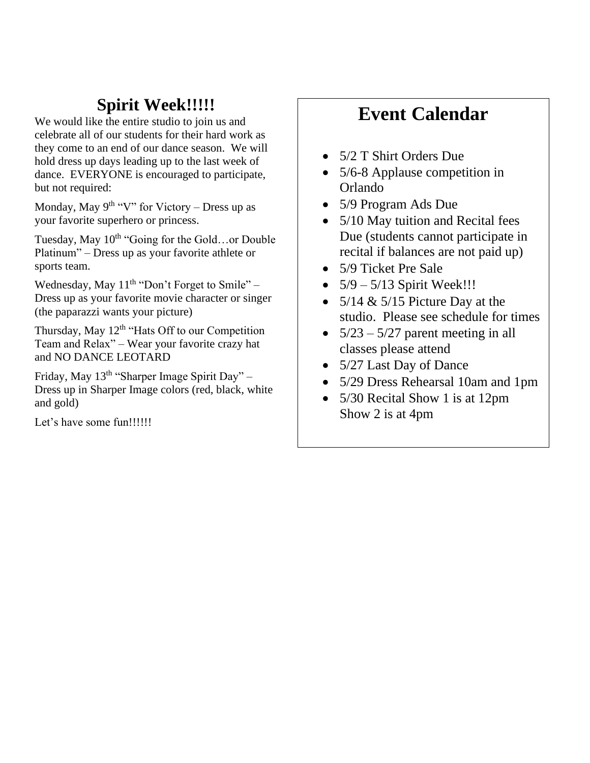## Spirit Week!!!!!

We would like the entire studio to join us and celebrate all of our students for their hard work as they come to an end of our dance season. We will hold dress up days leading up to the last week of dance. EVERYONE is encouraged to participate, but not required:

Monday, May 9th "V" for Victory – Dress up as your favorite superhero or princess.

Tuesday, May 10th "Going for the Gold…or Double Platinum" – Dress up as your favorite athlete or sports team.

Wednesday, May 11th "Don't Forget to Smile" – Dress up as your favorite movie character or singer (the paparazzi wants your picture)

Thursday, May 12th "Hats Off to our Competition Team and Relax" – Wear your favorite crazy hat and NO DANCE LEOTARD

Friday, May 13th "Sharper Image Spirit Day" – Dress up in Sharper Image colors (red, black, white and gold)

Let's have some fun!!!!!!

## Event Calendar

- 5/2 T Shirt Orders Due
- 5/6-8 Applause competition in Orlando
- 5/9 Program Ads Due
- 5/10 May tuition and Recital fees Due (students cannot participate in recital if balances are not paid up)
- 5/9 Ticket Pre Sale
- 5/9 – 5/13 Spirit Week!!!
- 5/14 & 5/15 Picture Day at the studio. Please see schedule for times
- 5/23 – 5/27 parent meeting in all classes please attend
- 5/27 Last Day of Dance
- 5/29 Dress Rehearsal 10am and 1pm
- 5/30 Recital Show 1 is at 12pm Show 2 is at 4pm